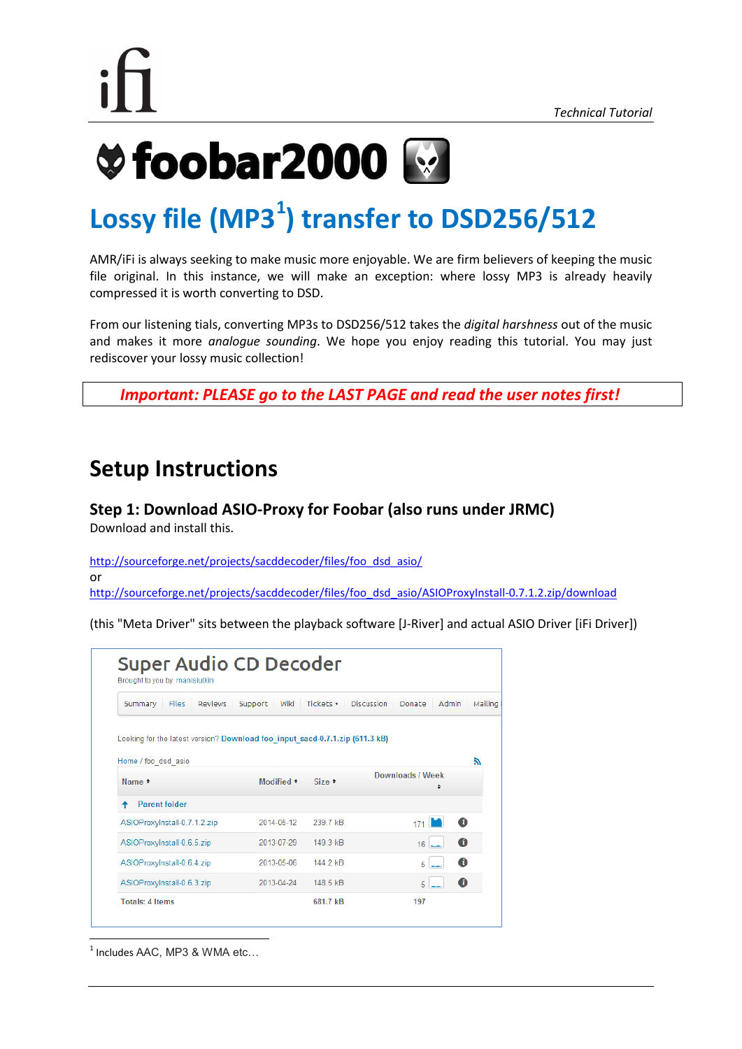# foobar2000

# Lossy file (MP3[1]) transfer to DSD256/512

AMR/iFi is always seeking to make music more enjoyable. We are firm believers of keeping the music file original. In this instance, we will make an exception: where lossy MP3 is already heavily compressed it is worth converting to DSD.

From our listening tials, converting MP3s to DSD256/512 takes the *digital harshness* out of the music and makes it more *analogue sounding*. We hope you enjoy reading this tutorial. You may just rediscover your lossy music collection!

***Important: PLEASE go to the LAST PAGE and read the user notes first!***

## Setup Instructions

### Step 1: Download ASIO-Proxy for Foobar (also runs under JRMC)

Download and install this.

http://sourceforge.net/projects/sacddecoder/files/foo_dsd_asio/
or
http://sourceforge.net/projects/sacddecoder/files/foo_dsd_asio/ASIOProxyInstall-0.7.1.2.zip/download

(this "Meta Driver" sits between the playback software [J-River] and actual ASIO Driver [iFi Driver])

**Super Audio CD Decoder**
Brought to you by: maxnisiutkin

Summary | Files | Reviews | Support | Wiki | Tickets | Discussion | Donate | Admin | Mailing

Looking for the latest version? Download foo_input_sacd-0.7.1.zip (611.3 kB)

Home / foo_dsd_asio

| Name | Modified | Size | Downloads / Week |
|---|---|---|---|
| Parent folder | | | |
| ASIOProxyInstall-0.7.1.2.zip | 2014-05-12 | 239.7 kB | 171 |
| ASIOProxyInstall-0.6.5.zip | 2013-07-29 | 149.3 kB | 16 |
| ASIOProxyInstall-0.6.4.zip | 2013-05-06 | 144.2 kB | 5 |
| ASIOProxyInstall-0.6.3.zip | 2013-04-24 | 148.5 kB | 5 |
| Totals: 4 Items | | 681.7 kB | 197 |

[1] Includes AAC, MP3 & WMA etc…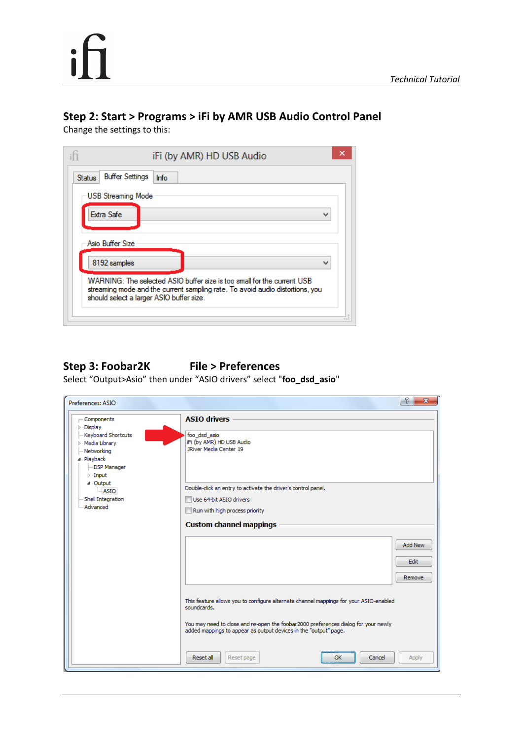## Step 2: Start > Programs > iFi by AMR USB Audio Control Panel

Change the settings to this:

iFi (by AMR) HD USB Audio

Status | Buffer Settings | Info

USB Streaming Mode

Extra Safe

Asio Buffer Size

8192 samples

WARNING: The selected ASIO buffer size is too small for the current USB streaming mode and the current sampling rate. To avoid audio distortions, you should select a larger ASIO buffer size.

## Step 3: Foobar2K File > Preferences

Select “Output>Asio” then under “ASIO drivers” select "**foo_dsd_asio**"

Preferences: ASIO

- Components
- Display
- Keyboard Shortcuts
- Media Library
- Networking
- Playback
  - DSP Manager
  - Input
  - Output
    - ASIO
- Shell Integration
- Advanced

**ASIO drivers**

foo_dsd_asio
iFi (by AMR) HD USB Audio
JRiver Media Center 19

Double-click an entry to activate the driver's control panel.

Use 64-bit ASIO drivers

Run with high process priority

**Custom channel mappings**

Add New | Edit | Remove

This feature allows you to configure alternate channel mappings for your ASIO-enabled soundcards.

You may need to close and re-open the foobar2000 preferences dialog for your newly added mappings to appear as output devices in the "output" page.

Reset all | Reset page | OK | Cancel | Apply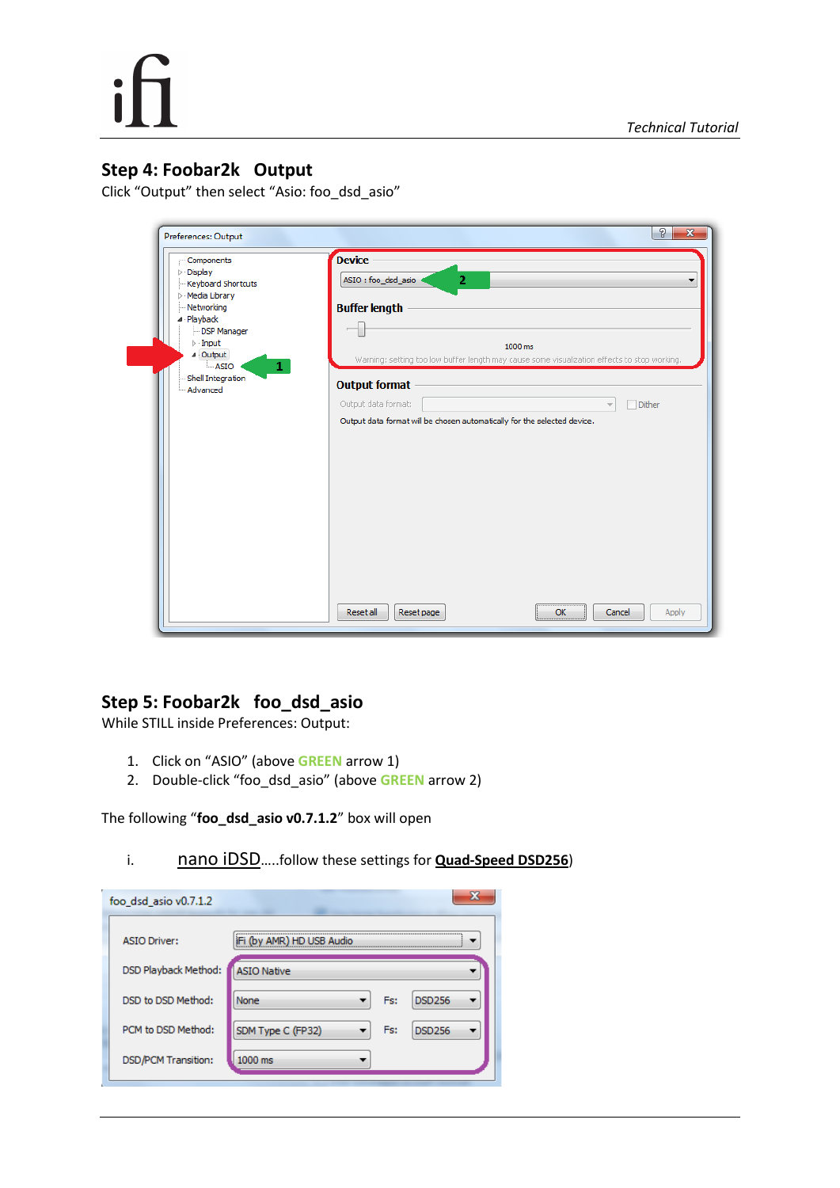## Step 4: Foobar2k  Output

Click "Output" then select "Asio: foo_dsd_asio"

## Step 5: Foobar2k  foo_dsd_asio

While STILL inside Preferences: Output:

1. Click on "ASIO" (above GREEN arrow 1)
2. Double-click "foo_dsd_asio" (above GREEN arrow 2)

The following "**foo_dsd_asio v0.7.1.2**" box will open

i. nano iDSD.....follow these settings for **Quad-Speed DSD256**)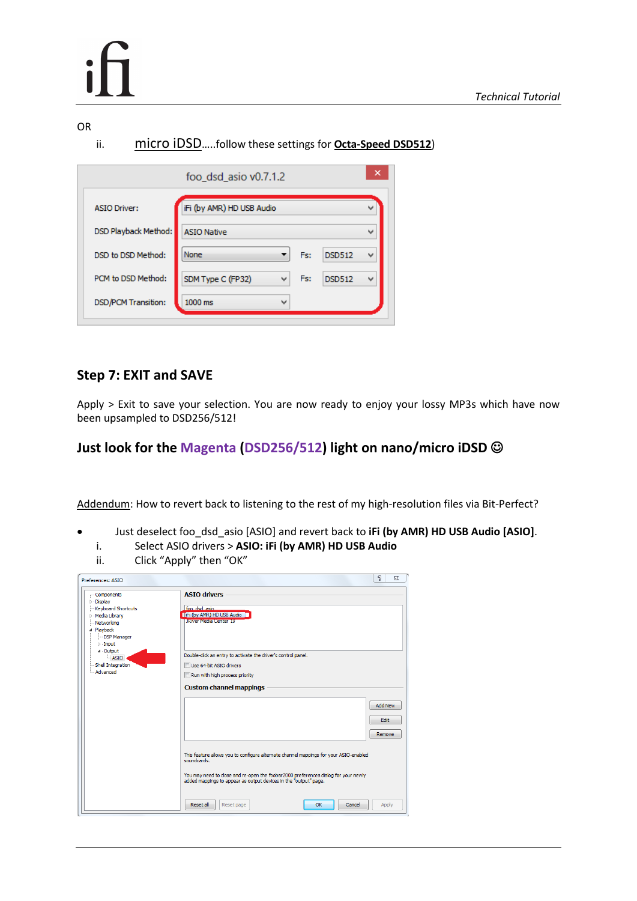OR

ii. micro iDSD.....follow these settings for **Octa-Speed DSD512**)

foo_dsd_asio v0.7.1.2

| | | | |
|---|---|---|---|
| ASIO Driver: | iFi (by AMR) HD USB Audio | | |
| DSD Playback Method: | ASIO Native | | |
| DSD to DSD Method: | None | Fs: | DSD512 |
| PCM to DSD Method: | SDM Type C (FP32) | Fs: | DSD512 |
| DSD/PCM Transition: | 1000 ms | | |

## Step 7: EXIT and SAVE

Apply > Exit to save your selection. You are now ready to enjoy your lossy MP3s which have now been upsampled to DSD256/512!

## Just look for the Magenta (DSD256/512) light on nano/micro iDSD ☺

Addendum: How to revert back to listening to the rest of my high-resolution files via Bit-Perfect?

- Just deselect foo_dsd_asio [ASIO] and revert back to **iFi (by AMR) HD USB Audio [ASIO]**.
  i. Select ASIO drivers > **ASIO: iFi (by AMR) HD USB Audio**
  ii. Click "Apply" then "OK"

Preferences: ASIO

ASIO drivers

foo_dsd_asio
iFi (by AMR) HD USB Audio
Jriver Media Center 19

Double-click an entry to activate the driver's control panel.

Use 64-bit ASIO drivers

Run with high process priority

Custom channel mappings

Add New | Edit | Remove

This feature allows you to configure alternate channel mappings for your ASIO-enabled soundcards.

You may need to close and re-open the foobar2000 preferences dialog for your newly added mappings to appear as output devices in the "output" page.

Reset all | Reset page | OK | Cancel | Apply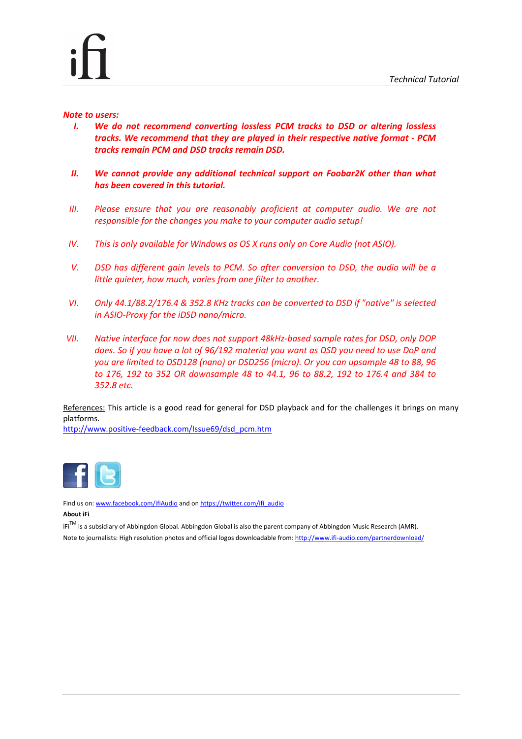***Note to users:***

I. ***We do not recommend converting lossless PCM tracks to DSD or altering lossless tracks. We recommend that they are played in their respective native format - PCM tracks remain PCM and DSD tracks remain DSD.***

II. ***We cannot provide any additional technical support on Foobar2K other than what has been covered in this tutorial.***

III. *Please ensure that you are reasonably proficient at computer audio. We are not responsible for the changes you make to your computer audio setup!*

IV. *This is only available for Windows as OS X runs only on Core Audio (not ASIO).*

V. *DSD has different gain levels to PCM. So after conversion to DSD, the audio will be a little quieter, how much, varies from one filter to another.*

VI. *Only 44.1/88.2/176.4 & 352.8 KHz tracks can be converted to DSD if "native" is selected in ASIO-Proxy for the iDSD nano/micro.*

VII. *Native interface for now does not support 48kHz-based sample rates for DSD, only DOP does. So if you have a lot of 96/192 material you want as DSD you need to use DoP and you are limited to DSD128 (nano) or DSD256 (micro). Or you can upsample 48 to 88, 96 to 176, 192 to 352 OR downsample 48 to 44.1, 96 to 88.2, 192 to 176.4 and 384 to 352.8 etc.*

References: This article is a good read for general for DSD playback and for the challenges it brings on many platforms.
http://www.positive-feedback.com/Issue69/dsd_pcm.htm

Find us on: www.facebook.com/ifiAudio and on https://twitter.com/ifi_audio

**About iFi**

iFi™ is a subsidiary of Abbingdon Global. Abbingdon Global is also the parent company of Abbingdon Music Research (AMR).

Note to journalists: High resolution photos and official logos downloadable from: http://www.ifi-audio.com/partnerdownload/